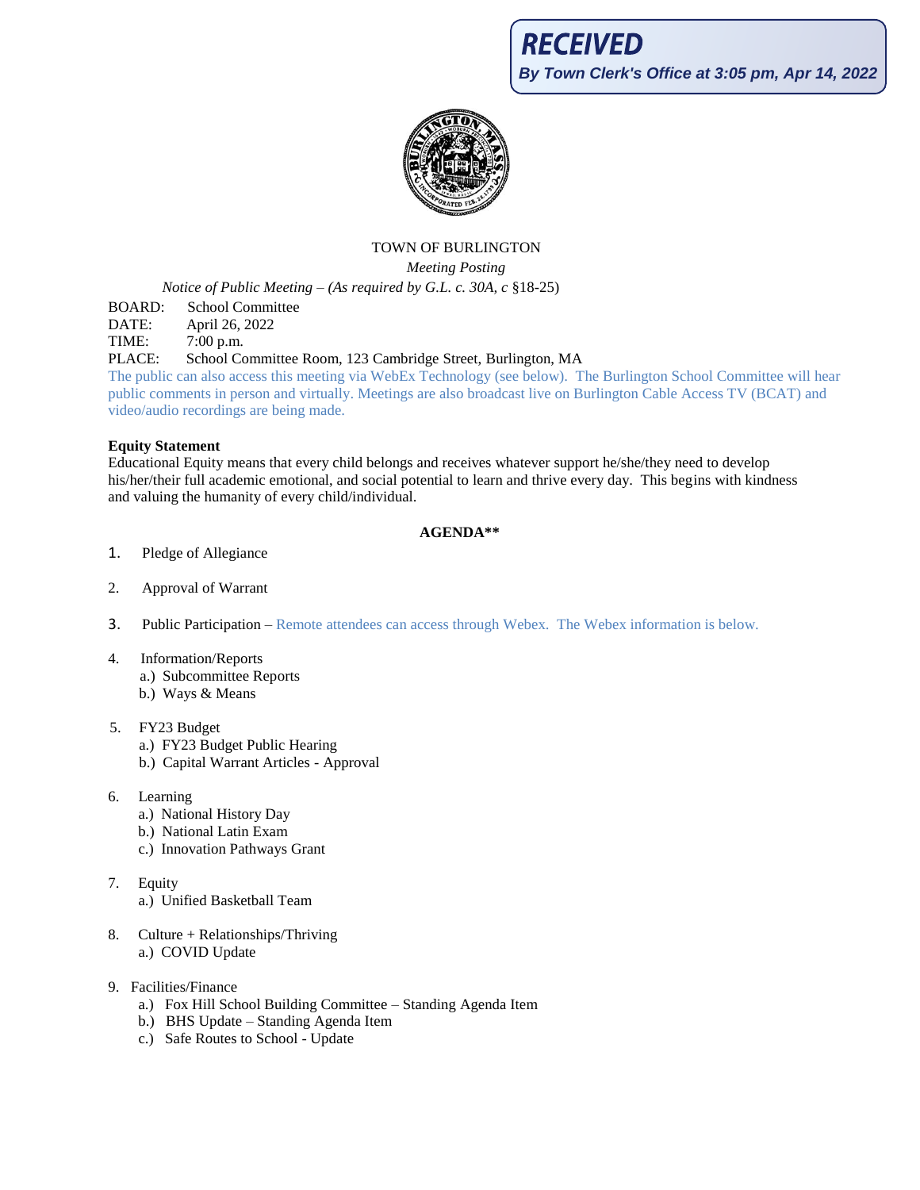**RECEIVED**
*By Town Clerk's Office at 3:05 pm, Apr 14, 2022*

TOWN OF BURLINGTON

*Meeting Posting*

*Notice of Public Meeting – (As required by G.L. c. 30A, c* §18-25)

BOARD: School Committee
DATE: April 26, 2022
TIME: 7:00 p.m.
PLACE: School Committee Room, 123 Cambridge Street, Burlington, MA

The public can also access this meeting via WebEx Technology (see below). The Burlington School Committee will hear public comments in person and virtually. Meetings are also broadcast live on Burlington Cable Access TV (BCAT) and video/audio recordings are being made.

**Equity Statement**

Educational Equity means that every child belongs and receives whatever support he/she/they need to develop his/her/their full academic emotional, and social potential to learn and thrive every day. This begins with kindness and valuing the humanity of every child/individual.

**AGENDA****

1. Pledge of Allegiance

2. Approval of Warrant

3. Public Participation – Remote attendees can access through Webex. The Webex information is below.

4. Information/Reports
   a.) Subcommittee Reports
   b.) Ways & Means

5. FY23 Budget
   a.) FY23 Budget Public Hearing
   b.) Capital Warrant Articles - Approval

6. Learning
   a.) National History Day
   b.) National Latin Exam
   c.) Innovation Pathways Grant

7. Equity
   a.) Unified Basketball Team

8. Culture + Relationships/Thriving
   a.) COVID Update

9. Facilities/Finance
   a.) Fox Hill School Building Committee – Standing Agenda Item
   b.) BHS Update – Standing Agenda Item
   c.) Safe Routes to School - Update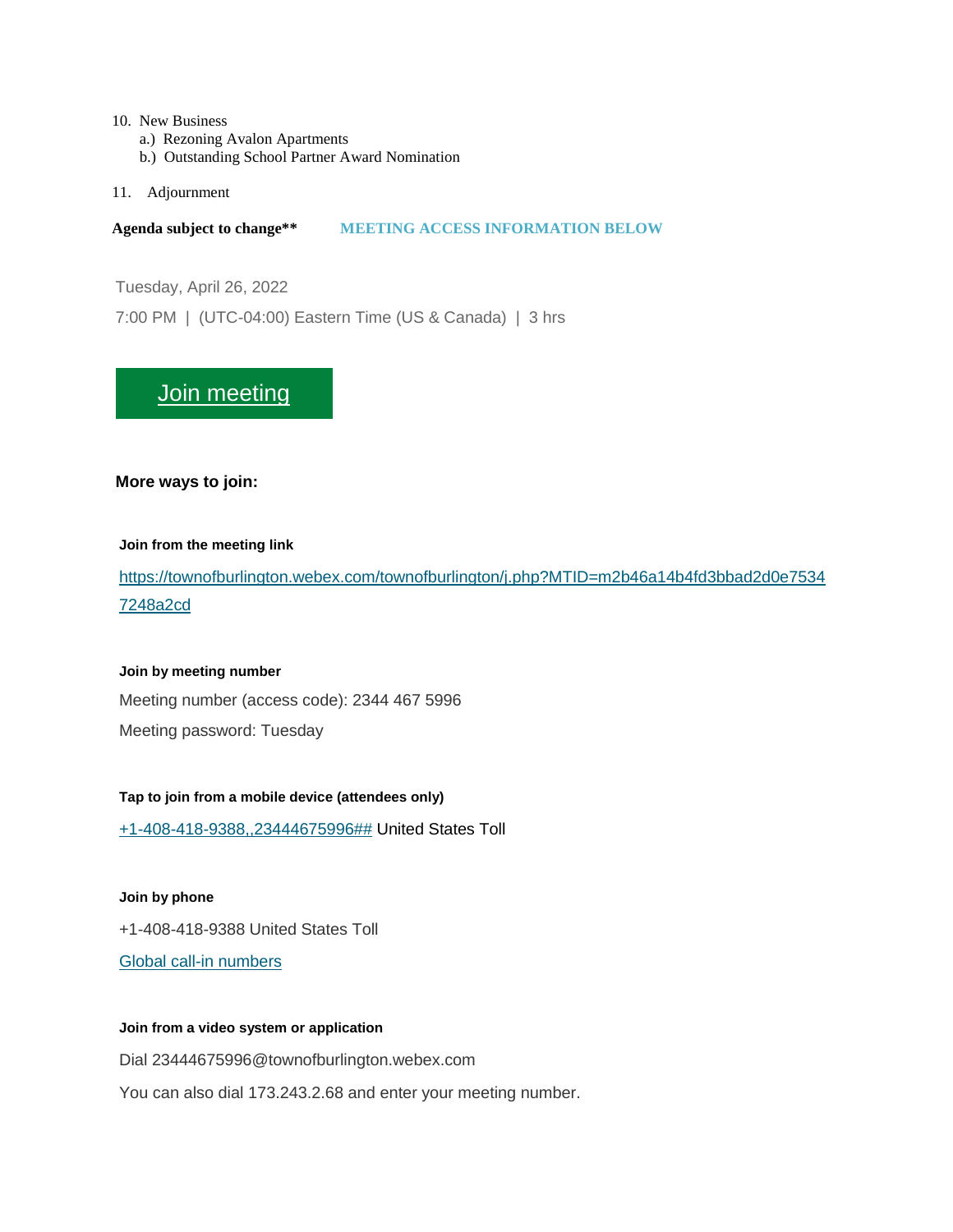10. New Business
    a.) Rezoning Avalon Apartments
    b.) Outstanding School Partner Award Nomination

11. Adjournment

**Agenda subject to change\*\*** **MEETING ACCESS INFORMATION BELOW**

Tuesday, April 26, 2022

7:00 PM | (UTC-04:00) Eastern Time (US & Canada) | 3 hrs

Join meeting

**More ways to join:**

**Join from the meeting link**

https://townofburlington.webex.com/townofburlington/j.php?MTID=m2b46a14b4fd3bbad2d0e75347248a2cd

**Join by meeting number**

Meeting number (access code): 2344 467 5996

Meeting password: Tuesday

**Tap to join from a mobile device (attendees only)**

+1-408-418-9388,,23444675996## United States Toll

**Join by phone**

+1-408-418-9388 United States Toll

Global call-in numbers

**Join from a video system or application**

Dial 23444675996@townofburlington.webex.com

You can also dial 173.243.2.68 and enter your meeting number.